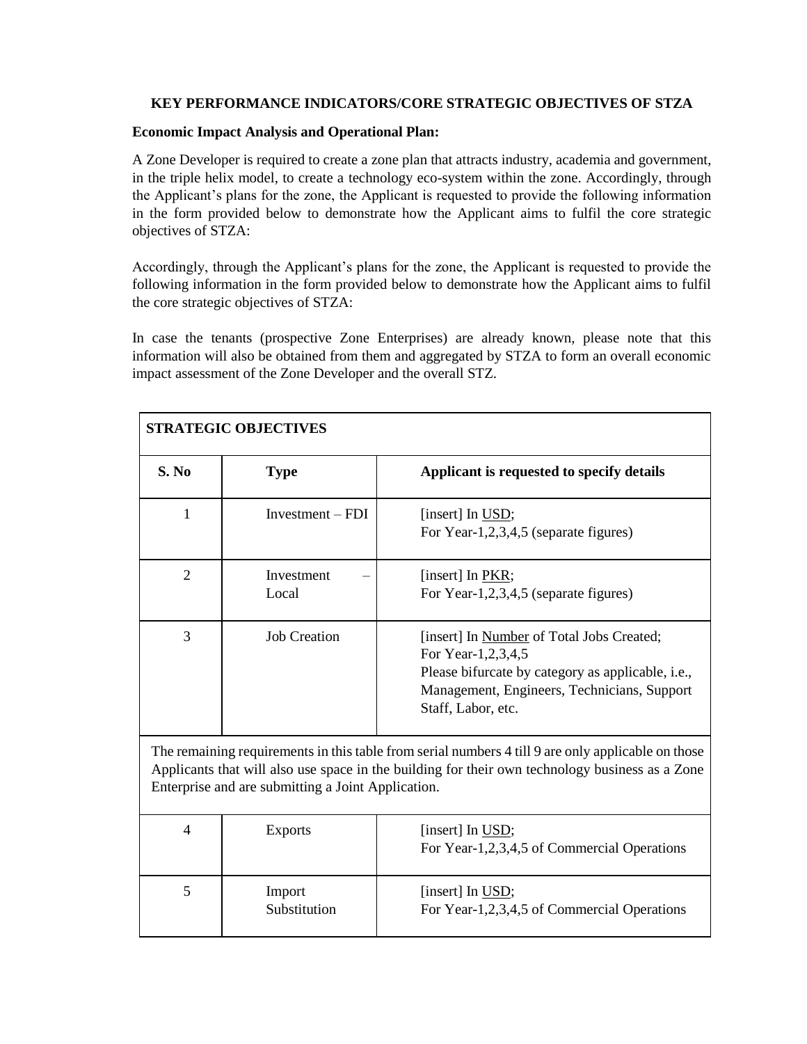**KEY PERFORMANCE INDICATORS/CORE STRATEGIC OBJECTIVES OF STZA**

**Economic Impact Analysis and Operational Plan:**

A Zone Developer is required to create a zone plan that attracts industry, academia and government, in the triple helix model, to create a technology eco-system within the zone. Accordingly, through the Applicant's plans for the zone, the Applicant is requested to provide the following information in the form provided below to demonstrate how the Applicant aims to fulfil the core strategic objectives of STZA:

Accordingly, through the Applicant's plans for the zone, the Applicant is requested to provide the following information in the form provided below to demonstrate how the Applicant aims to fulfil the core strategic objectives of STZA:

In case the tenants (prospective Zone Enterprises) are already known, please note that this information will also be obtained from them and aggregated by STZA to form an overall economic impact assessment of the Zone Developer and the overall STZ.

| **STRATEGIC OBJECTIVES** | | |
|---|---|---|
| **S. No** | **Type** | **Applicant is requested to specify details** |
| 1 | Investment – FDI | [insert] In <u>USD</u>;<br>For Year-1,2,3,4,5 (separate figures) |
| 2 | Investment – Local | [insert] In <u>PKR</u>;<br>For Year-1,2,3,4,5 (separate figures) |
| 3 | Job Creation | [insert] In <u>Number</u> of Total Jobs Created;<br>For Year-1,2,3,4,5<br>Please bifurcate by category as applicable, i.e., Management, Engineers, Technicians, Support Staff, Labor, etc. |
| The remaining requirements in this table from serial numbers 4 till 9 are only applicable on those Applicants that will also use space in the building for their own technology business as a Zone Enterprise and are submitting a Joint Application. | | |
| 4 | Exports | [insert] In <u>USD</u>;<br>For Year-1,2,3,4,5 of Commercial Operations |
| 5 | Import Substitution | [insert] In <u>USD</u>;<br>For Year-1,2,3,4,5 of Commercial Operations |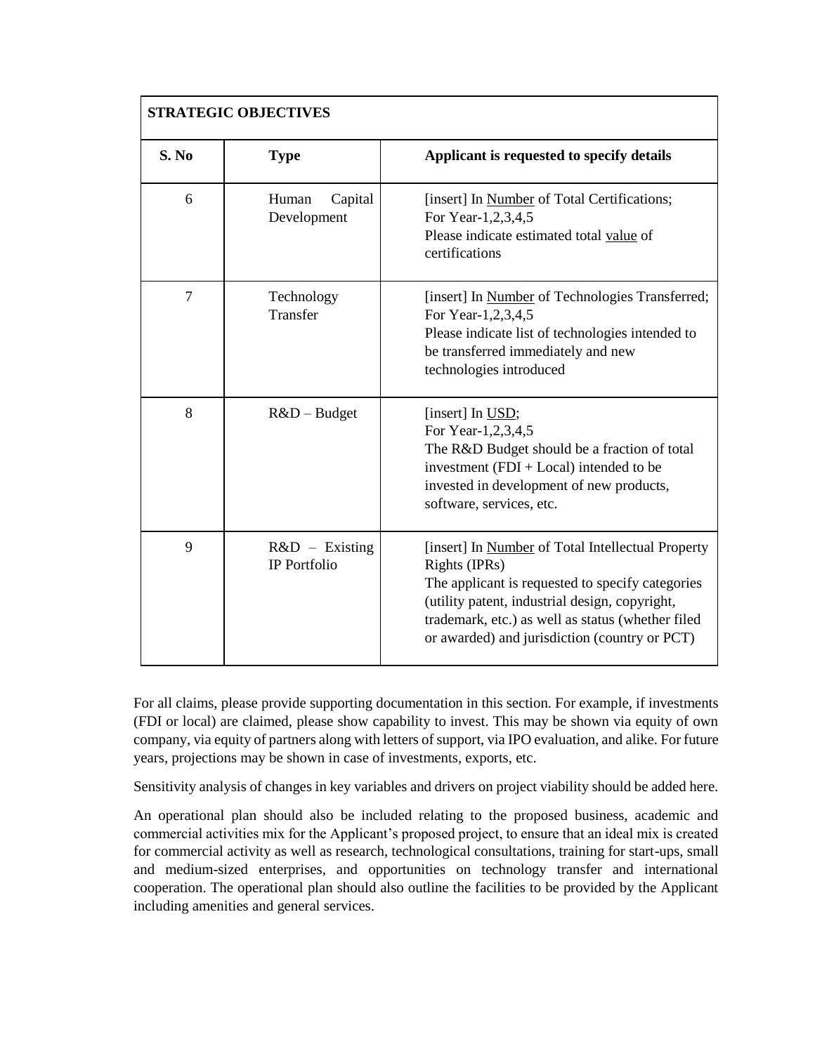| STRATEGIC OBJECTIVES | | |
|---|---|---|
| **S. No** | **Type** | **Applicant is requested to specify details** |
| 6 | Human Capital Development | [insert] In Number of Total Certifications;<br>For Year-1,2,3,4,5<br>Please indicate estimated total value of certifications |
| 7 | Technology Transfer | [insert] In Number of Technologies Transferred;<br>For Year-1,2,3,4,5<br>Please indicate list of technologies intended to be transferred immediately and new technologies introduced |
| 8 | R&D – Budget | [insert] In USD;<br>For Year-1,2,3,4,5<br>The R&D Budget should be a fraction of total investment (FDI + Local) intended to be invested in development of new products, software, services, etc. |
| 9 | R&D – Existing IP Portfolio | [insert] In Number of Total Intellectual Property Rights (IPRs)<br>The applicant is requested to specify categories (utility patent, industrial design, copyright, trademark, etc.) as well as status (whether filed or awarded) and jurisdiction (country or PCT) |

For all claims, please provide supporting documentation in this section. For example, if investments (FDI or local) are claimed, please show capability to invest. This may be shown via equity of own company, via equity of partners along with letters of support, via IPO evaluation, and alike. For future years, projections may be shown in case of investments, exports, etc.

Sensitivity analysis of changes in key variables and drivers on project viability should be added here.

An operational plan should also be included relating to the proposed business, academic and commercial activities mix for the Applicant's proposed project, to ensure that an ideal mix is created for commercial activity as well as research, technological consultations, training for start-ups, small and medium-sized enterprises, and opportunities on technology transfer and international cooperation. The operational plan should also outline the facilities to be provided by the Applicant including amenities and general services.